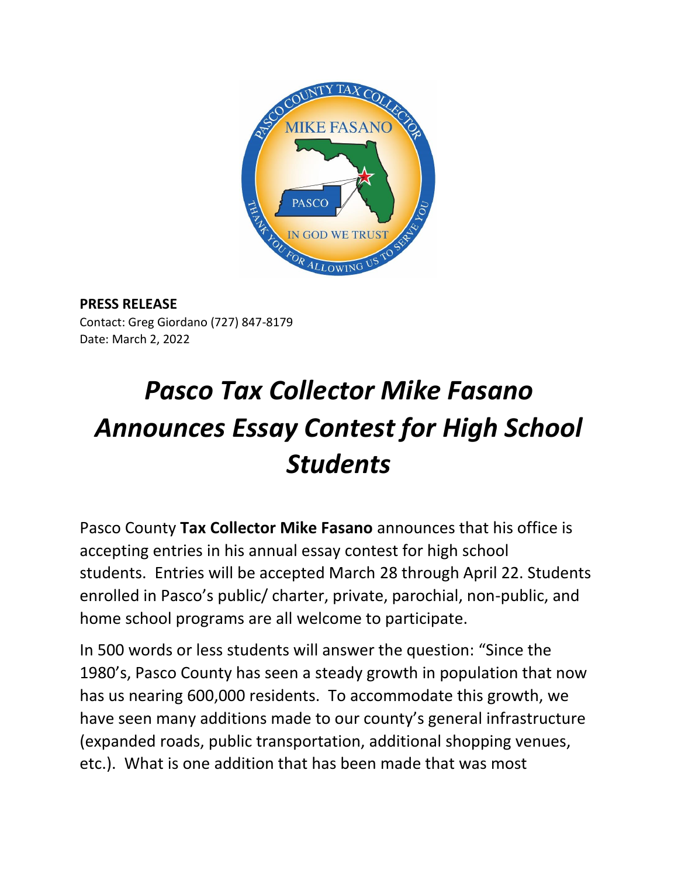**PRESS RELEASE**
Contact: Greg Giordano (727) 847-8179
Date: March 2, 2022

# *Pasco Tax Collector Mike Fasano Announces Essay Contest for High School Students*

Pasco County **Tax Collector Mike Fasano** announces that his office is accepting entries in his annual essay contest for high school students. Entries will be accepted March 28 through April 22. Students enrolled in Pasco's public/ charter, private, parochial, non-public, and home school programs are all welcome to participate.

In 500 words or less students will answer the question: "Since the 1980's, Pasco County has seen a steady growth in population that now has us nearing 600,000 residents. To accommodate this growth, we have seen many additions made to our county's general infrastructure (expanded roads, public transportation, additional shopping venues, etc.). What is one addition that has been made that was most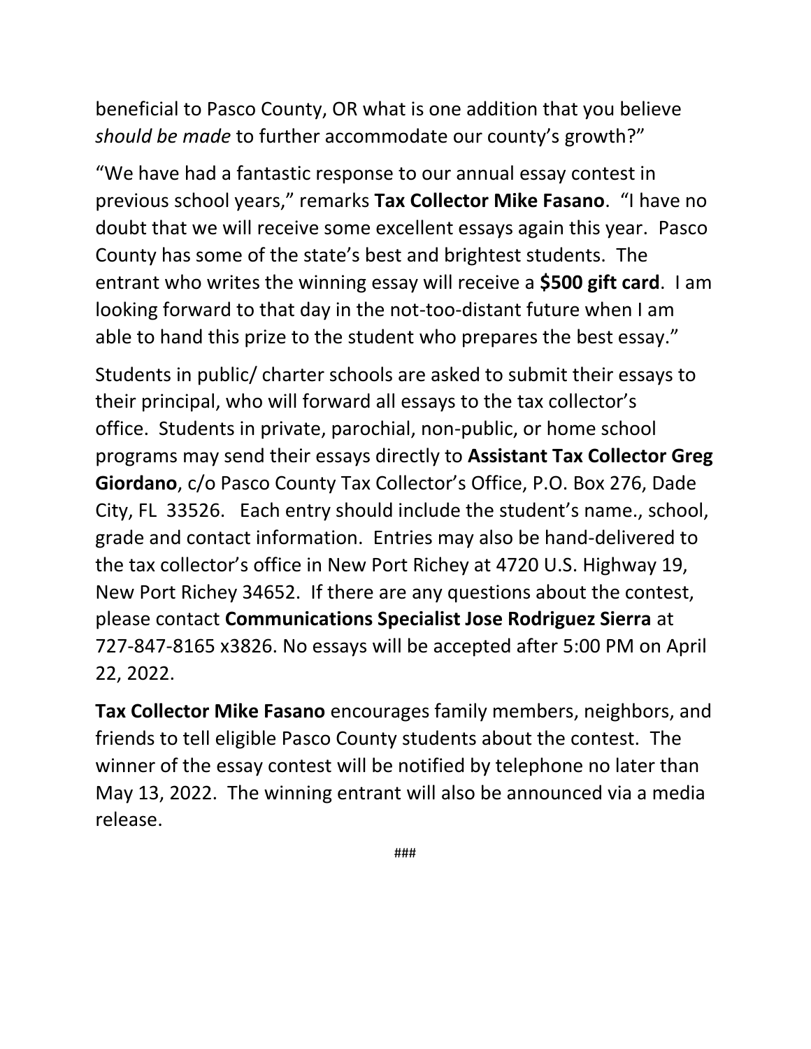beneficial to Pasco County, OR what is one addition that you believe *should be made* to further accommodate our county's growth?"

"We have had a fantastic response to our annual essay contest in previous school years," remarks **Tax Collector Mike Fasano**. "I have no doubt that we will receive some excellent essays again this year. Pasco County has some of the state's best and brightest students. The entrant who writes the winning essay will receive a **$500 gift card**. I am looking forward to that day in the not-too-distant future when I am able to hand this prize to the student who prepares the best essay."

Students in public/ charter schools are asked to submit their essays to their principal, who will forward all essays to the tax collector's office. Students in private, parochial, non-public, or home school programs may send their essays directly to **Assistant Tax Collector Greg Giordano**, c/o Pasco County Tax Collector's Office, P.O. Box 276, Dade City, FL 33526. Each entry should include the student's name., school, grade and contact information. Entries may also be hand-delivered to the tax collector's office in New Port Richey at 4720 U.S. Highway 19, New Port Richey 34652. If there are any questions about the contest, please contact **Communications Specialist Jose Rodriguez Sierra** at 727-847-8165 x3826. No essays will be accepted after 5:00 PM on April 22, 2022.

**Tax Collector Mike Fasano** encourages family members, neighbors, and friends to tell eligible Pasco County students about the contest. The winner of the essay contest will be notified by telephone no later than May 13, 2022. The winning entrant will also be announced via a media release.

###